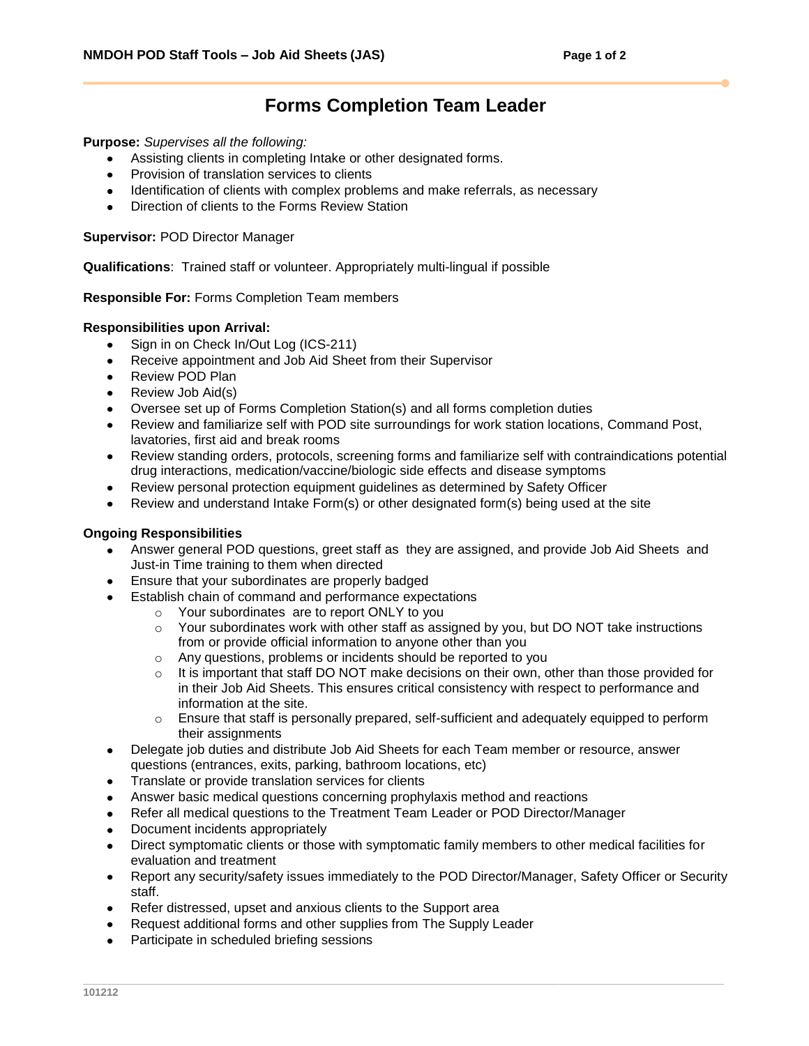# Forms Completion Team Leader

**Purpose:** *Supervises all the following:*

- Assisting clients in completing Intake or other designated forms.
- Provision of translation services to clients
- Identification of clients with complex problems and make referrals, as necessary
- Direction of clients to the Forms Review Station

**Supervisor:** POD Director Manager

**Qualifications**: Trained staff or volunteer. Appropriately multi-lingual if possible

**Responsible For:** Forms Completion Team members

**Responsibilities upon Arrival:**

- Sign in on Check In/Out Log (ICS-211)
- Receive appointment and Job Aid Sheet from their Supervisor
- Review POD Plan
- Review Job Aid(s)
- Oversee set up of Forms Completion Station(s) and all forms completion duties
- Review and familiarize self with POD site surroundings for work station locations, Command Post, lavatories, first aid and break rooms
- Review standing orders, protocols, screening forms and familiarize self with contraindications potential drug interactions, medication/vaccine/biologic side effects and disease symptoms
- Review personal protection equipment guidelines as determined by Safety Officer
- Review and understand Intake Form(s) or other designated form(s) being used at the site

**Ongoing Responsibilities**

- Answer general POD questions, greet staff as they are assigned, and provide Job Aid Sheets and Just-in Time training to them when directed
- Ensure that your subordinates are properly badged
- Establish chain of command and performance expectations
  - Your subordinates are to report ONLY to you
  - Your subordinates work with other staff as assigned by you, but DO NOT take instructions from or provide official information to anyone other than you
  - Any questions, problems or incidents should be reported to you
  - It is important that staff DO NOT make decisions on their own, other than those provided for in their Job Aid Sheets. This ensures critical consistency with respect to performance and information at the site.
  - Ensure that staff is personally prepared, self-sufficient and adequately equipped to perform their assignments
- Delegate job duties and distribute Job Aid Sheets for each Team member or resource, answer questions (entrances, exits, parking, bathroom locations, etc)
- Translate or provide translation services for clients
- Answer basic medical questions concerning prophylaxis method and reactions
- Refer all medical questions to the Treatment Team Leader or POD Director/Manager
- Document incidents appropriately
- Direct symptomatic clients or those with symptomatic family members to other medical facilities for evaluation and treatment
- Report any security/safety issues immediately to the POD Director/Manager, Safety Officer or Security staff.
- Refer distressed, upset and anxious clients to the Support area
- Request additional forms and other supplies from The Supply Leader
- Participate in scheduled briefing sessions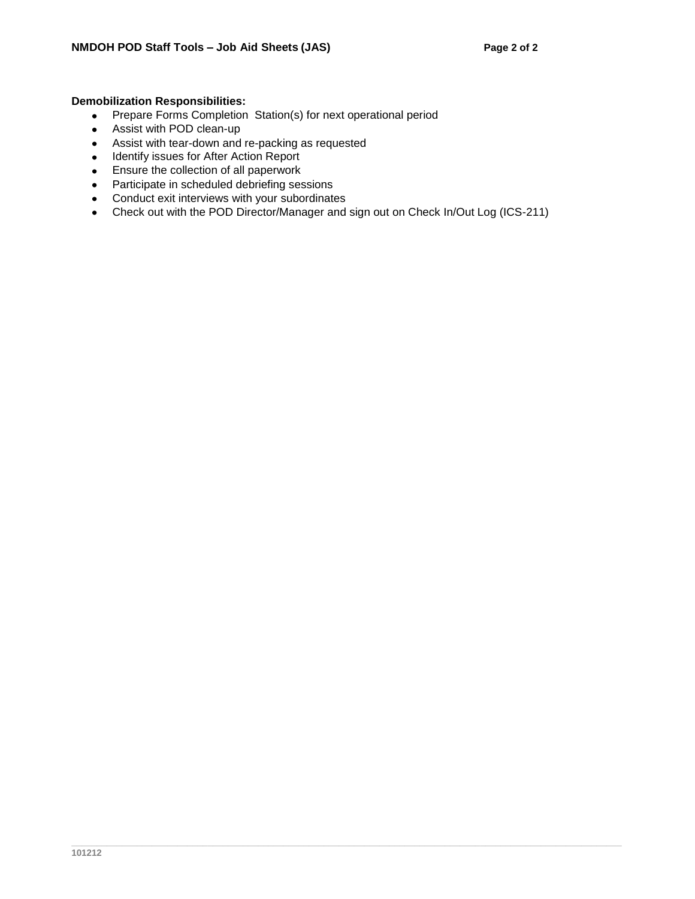**Demobilization Responsibilities:**

- Prepare Forms Completion Station(s) for next operational period
- Assist with POD clean-up
- Assist with tear-down and re-packing as requested
- Identify issues for After Action Report
- Ensure the collection of all paperwork
- Participate in scheduled debriefing sessions
- Conduct exit interviews with your subordinates
- Check out with the POD Director/Manager and sign out on Check In/Out Log (ICS-211)